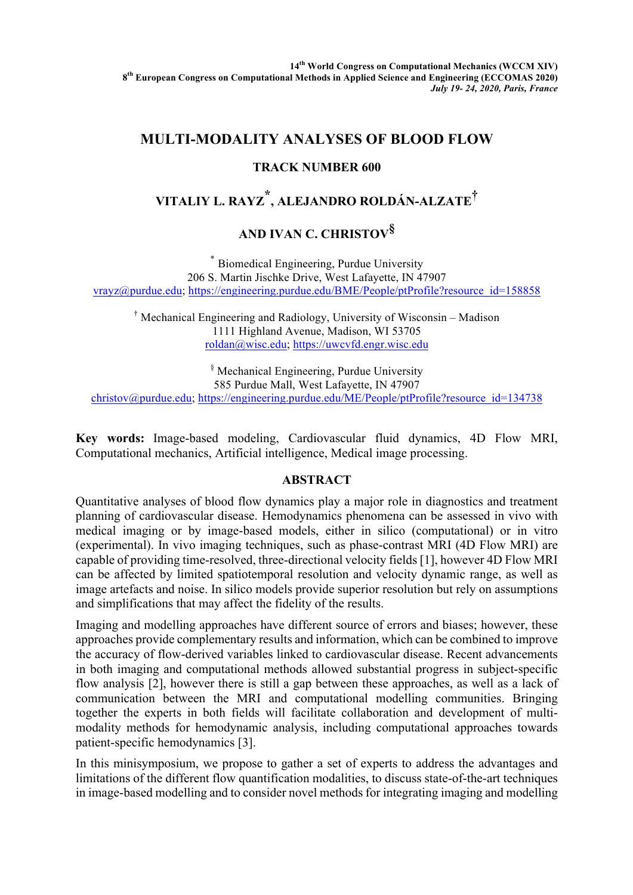14th World Congress on Computational Mechanics (WCCM XIV)
8th European Congress on Computational Methods in Applied Science and Engineering (ECCOMAS 2020)
*July 19- 24, 2020, Paris, France*

# MULTI-MODALITY ANALYSES OF BLOOD FLOW

## TRACK NUMBER 600

## VITALIY L. RAYZ*, ALEJANDRO ROLDÁN-ALZATE† AND IVAN C. CHRISTOV§

\* Biomedical Engineering, Purdue University
206 S. Martin Jischke Drive, West Lafayette, IN 47907
vrayz@purdue.edu; https://engineering.purdue.edu/BME/People/ptProfile?resource_id=158858

† Mechanical Engineering and Radiology, University of Wisconsin – Madison
1111 Highland Avenue, Madison, WI 53705
roldan@wisc.edu; https://uwcvfd.engr.wisc.edu

§ Mechanical Engineering, Purdue University
585 Purdue Mall, West Lafayette, IN 47907
christov@purdue.edu; https://engineering.purdue.edu/ME/People/ptProfile?resource_id=134738

**Key words:** Image-based modeling, Cardiovascular fluid dynamics, 4D Flow MRI, Computational mechanics, Artificial intelligence, Medical image processing.

## ABSTRACT

Quantitative analyses of blood flow dynamics play a major role in diagnostics and treatment planning of cardiovascular disease. Hemodynamics phenomena can be assessed in vivo with medical imaging or by image-based models, either in silico (computational) or in vitro (experimental). In vivo imaging techniques, such as phase-contrast MRI (4D Flow MRI) are capable of providing time-resolved, three-directional velocity fields [1], however 4D Flow MRI can be affected by limited spatiotemporal resolution and velocity dynamic range, as well as image artefacts and noise. In silico models provide superior resolution but rely on assumptions and simplifications that may affect the fidelity of the results.

Imaging and modelling approaches have different source of errors and biases; however, these approaches provide complementary results and information, which can be combined to improve the accuracy of flow-derived variables linked to cardiovascular disease. Recent advancements in both imaging and computational methods allowed substantial progress in subject-specific flow analysis [2], however there is still a gap between these approaches, as well as a lack of communication between the MRI and computational modelling communities. Bringing together the experts in both fields will facilitate collaboration and development of multi-modality methods for hemodynamic analysis, including computational approaches towards patient-specific hemodynamics [3].

In this minisymposium, we propose to gather a set of experts to address the advantages and limitations of the different flow quantification modalities, to discuss state-of-the-art techniques in image-based modelling and to consider novel methods for integrating imaging and modelling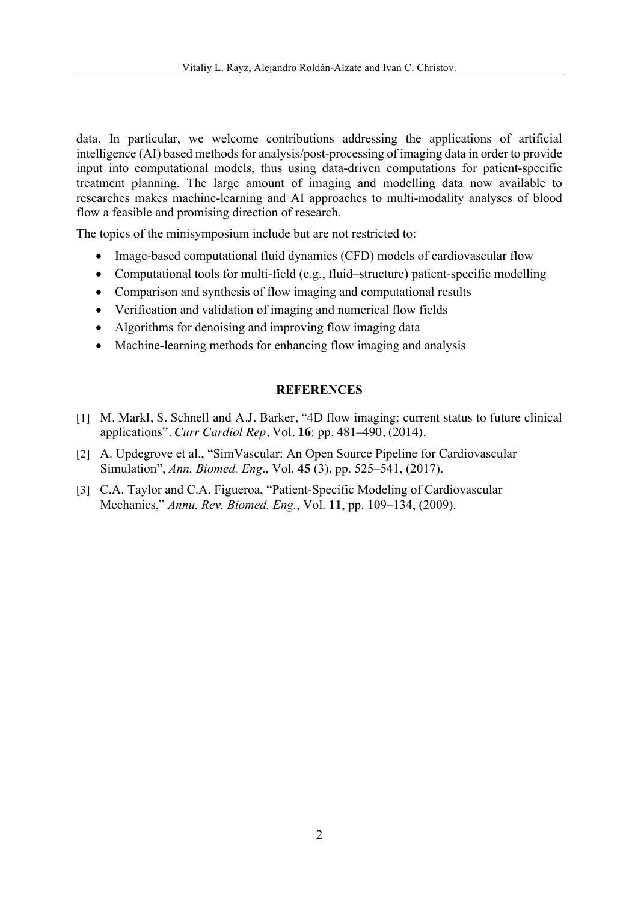data. In particular, we welcome contributions addressing the applications of artificial intelligence (AI) based methods for analysis/post-processing of imaging data in order to provide input into computational models, thus using data-driven computations for patient-specific treatment planning. The large amount of imaging and modelling data now available to researches makes machine-learning and AI approaches to multi-modality analyses of blood flow a feasible and promising direction of research.

The topics of the minisymposium include but are not restricted to:

- Image-based computational fluid dynamics (CFD) models of cardiovascular flow
- Computational tools for multi-field (e.g., fluid–structure) patient-specific modelling
- Comparison and synthesis of flow imaging and computational results
- Verification and validation of imaging and numerical flow fields
- Algorithms for denoising and improving flow imaging data
- Machine-learning methods for enhancing flow imaging and analysis

## REFERENCES

[1] M. Markl, S. Schnell and A.J. Barker, "4D flow imaging: current status to future clinical applications". *Curr Cardiol Rep*, Vol. **16**: pp. 481–490, (2014).

[2] A. Updegrove et al., "SimVascular: An Open Source Pipeline for Cardiovascular Simulation", *Ann. Biomed. Eng*., Vol. **45** (3), pp. 525–541, (2017).

[3] C.A. Taylor and C.A. Figueroa, "Patient-Specific Modeling of Cardiovascular Mechanics," *Annu. Rev. Biomed. Eng.*, Vol. **11**, pp. 109–134, (2009).